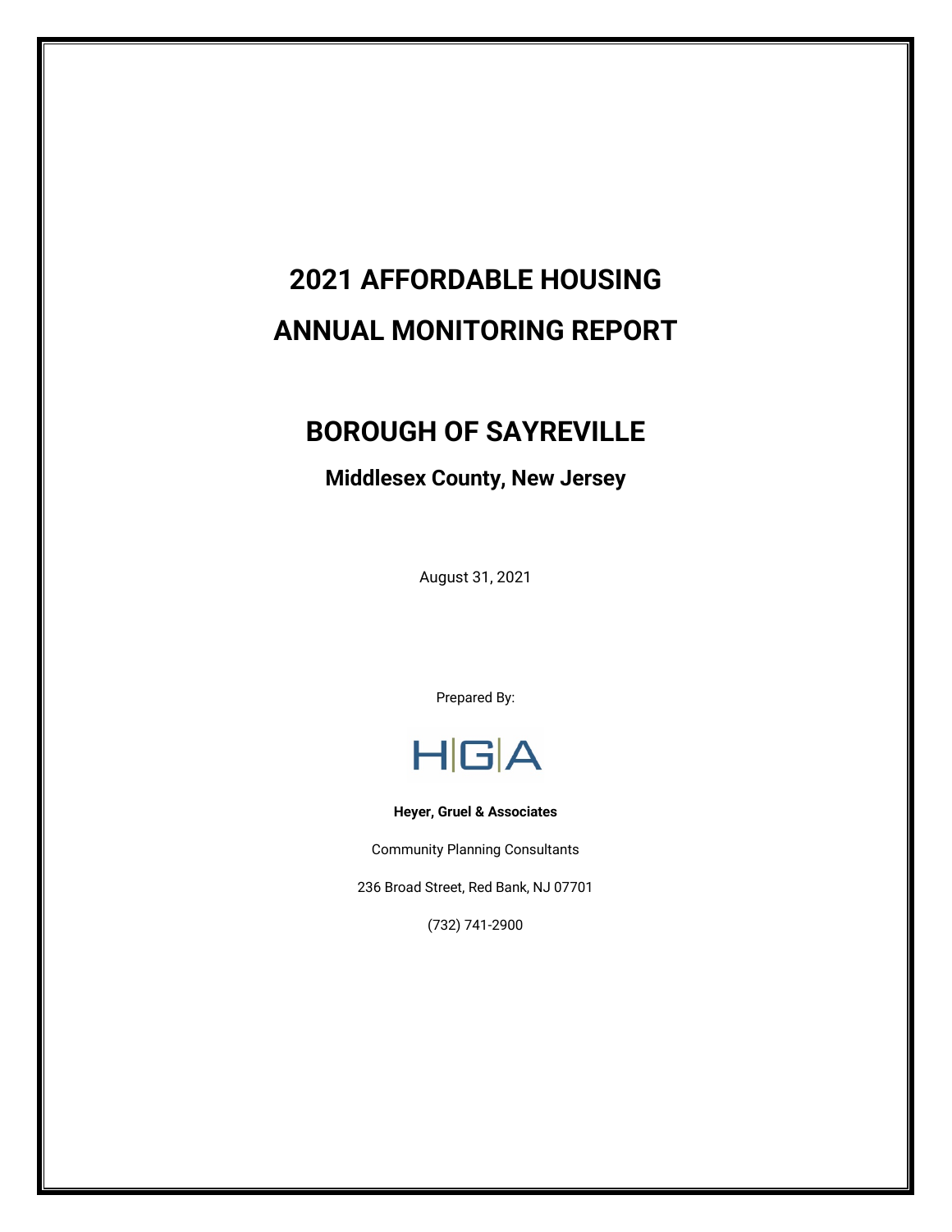# 2021 AFFORDABLE HOUSING ANNUAL MONITORING REPORT

# BOROUGH OF SAYREVILLE

## Middlesex County, New Jersey

August 31, 2021

Prepared By:

HGA

**Heyer, Gruel & Associates**

Community Planning Consultants

236 Broad Street, Red Bank, NJ 07701

(732) 741-2900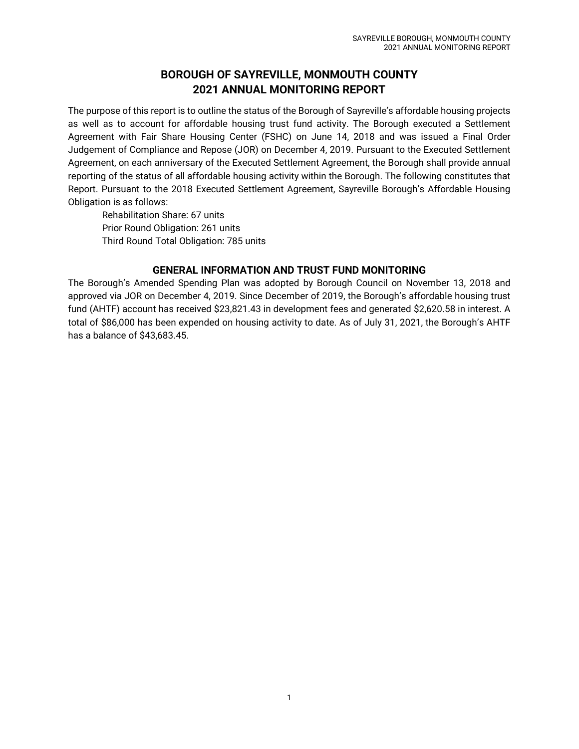# BOROUGH OF SAYREVILLE, MONMOUTH COUNTY
# 2021 ANNUAL MONITORING REPORT

The purpose of this report is to outline the status of the Borough of Sayreville's affordable housing projects as well as to account for affordable housing trust fund activity. The Borough executed a Settlement Agreement with Fair Share Housing Center (FSHC) on June 14, 2018 and was issued a Final Order Judgement of Compliance and Repose (JOR) on December 4, 2019. Pursuant to the Executed Settlement Agreement, on each anniversary of the Executed Settlement Agreement, the Borough shall provide annual reporting of the status of all affordable housing activity within the Borough. The following constitutes that Report. Pursuant to the 2018 Executed Settlement Agreement, Sayreville Borough's Affordable Housing Obligation is as follows:

Rehabilitation Share: 67 units
Prior Round Obligation: 261 units
Third Round Total Obligation: 785 units

## GENERAL INFORMATION AND TRUST FUND MONITORING

The Borough's Amended Spending Plan was adopted by Borough Council on November 13, 2018 and approved via JOR on December 4, 2019. Since December of 2019, the Borough's affordable housing trust fund (AHTF) account has received $23,821.43 in development fees and generated $2,620.58 in interest. A total of $86,000 has been expended on housing activity to date. As of July 31, 2021, the Borough's AHTF has a balance of $43,683.45.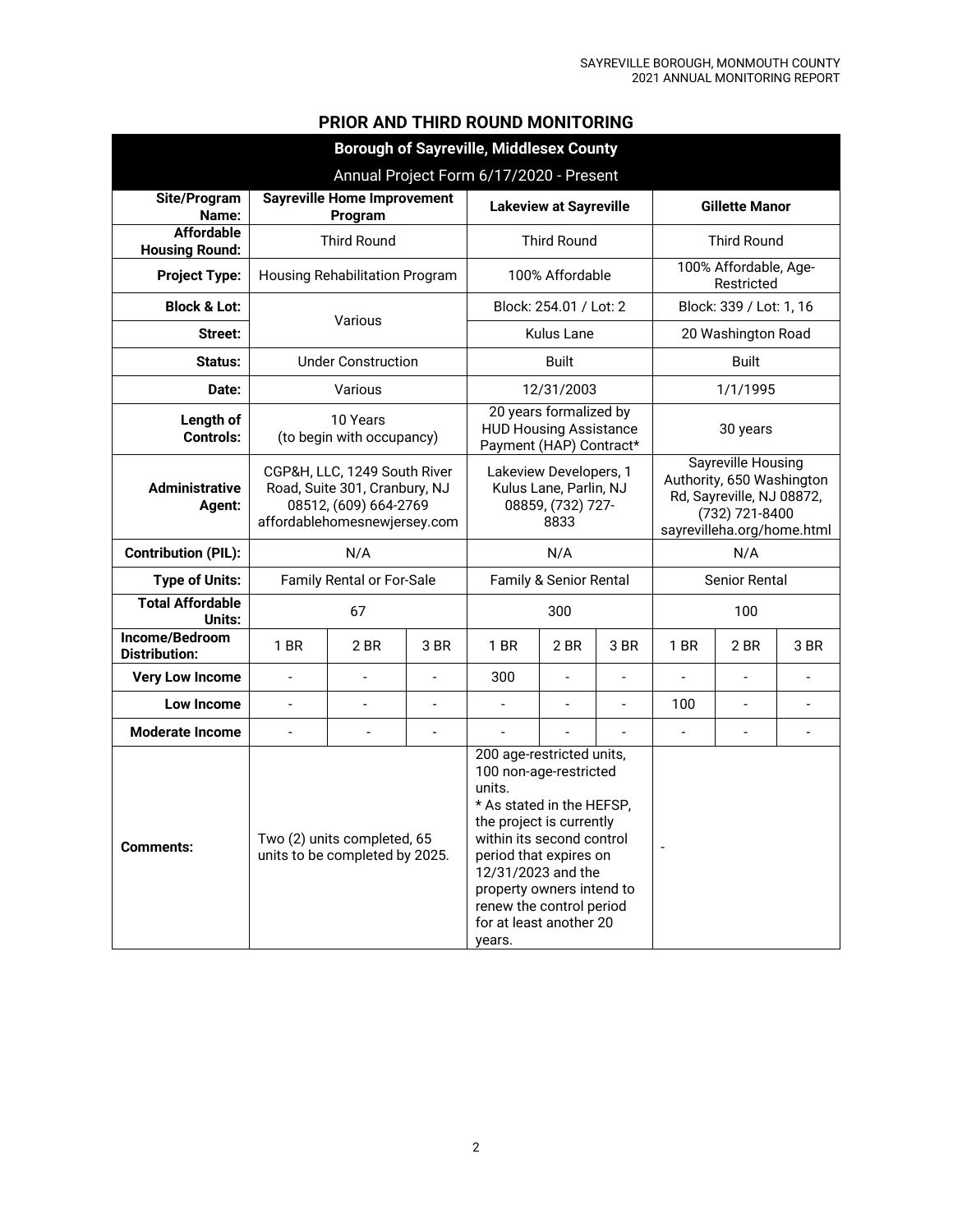## PRIOR AND THIRD ROUND MONITORING

| Borough of Sayreville, Middlesex County<br>Annual Project Form 6/17/2020 - Present | | | | | | | | | |
|---|---|---|---|---|---|---|---|---|---|
| **Site/Program Name:** | **Sayreville Home Improvement Program** | | | **Lakeview at Sayreville** | | | **Gillette Manor** | | |
| **Affordable Housing Round:** | Third Round | | | Third Round | | | Third Round | | |
| **Project Type:** | Housing Rehabilitation Program | | | 100% Affordable | | | 100% Affordable, Age-Restricted | | |
| **Block & Lot:** | Various | | | Block: 254.01 / Lot: 2 | | | Block: 339 / Lot: 1, 16 | | |
| **Street:** | | | | Kulus Lane | | | 20 Washington Road | | |
| **Status:** | Under Construction | | | Built | | | Built | | |
| **Date:** | Various | | | 12/31/2003 | | | 1/1/1995 | | |
| **Length of Controls:** | 10 Years (to begin with occupancy) | | | 20 years formalized by HUD Housing Assistance Payment (HAP) Contract* | | | 30 years | | |
| **Administrative Agent:** | CGP&H, LLC, 1249 South River Road, Suite 301, Cranbury, NJ 08512, (609) 664-2769 affordablehomesnewjersey.com | | | Lakeview Developers, 1 Kulus Lane, Parlin, NJ 08859, (732) 727-8833 | | | Sayreville Housing Authority, 650 Washington Rd, Sayreville, NJ 08872, (732) 721-8400 sayrevilleha.org/home.html | | |
| **Contribution (PIL):** | N/A | | | N/A | | | N/A | | |
| **Type of Units:** | Family Rental or For-Sale | | | Family & Senior Rental | | | Senior Rental | | |
| **Total Affordable Units:** | 67 | | | 300 | | | 100 | | |
| **Income/Bedroom Distribution:** | 1 BR | 2 BR | 3 BR | 1 BR | 2 BR | 3 BR | 1 BR | 2 BR | 3 BR |
| **Very Low Income** | - | - | - | 300 | - | - | - | - | - |
| **Low Income** | - | - | - | - | - | - | 100 | - | - |
| **Moderate Income** | - | - | - | - | - | - | - | - | - |
| **Comments:** | Two (2) units completed, 65 units to be completed by 2025. | | | 200 age-restricted units, 100 non-age-restricted units.<br>* As stated in the HEFSP, the project is currently within its second control period that expires on 12/31/2023 and the property owners intend to renew the control period for at least another 20 years. | | | - | | |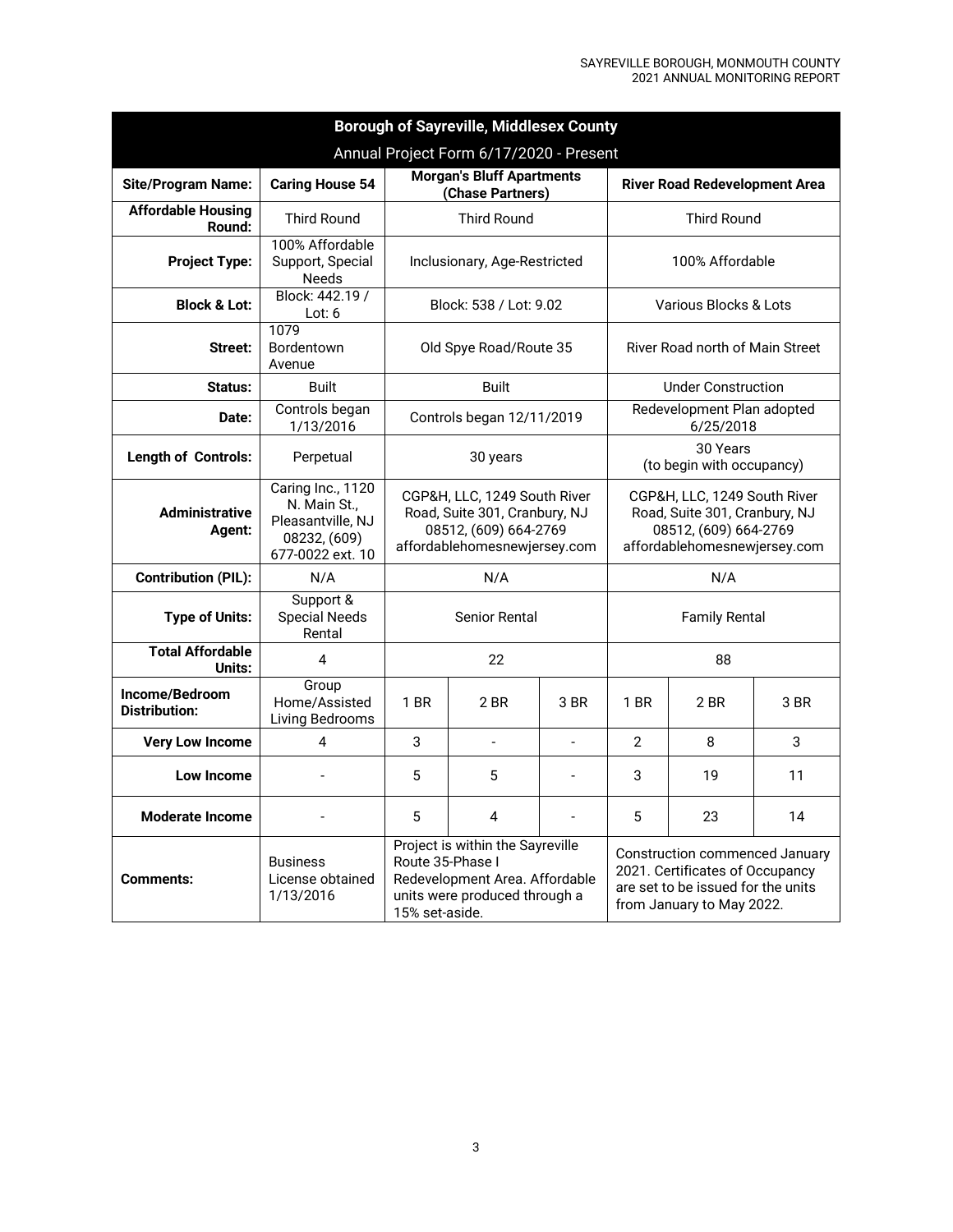| Borough of Sayreville, Middlesex County | | | | | | |
|---|---|---|---|---|---|---|
| Annual Project Form 6/17/2020 - Present | | | | | | |
| **Site/Program Name:** | **Caring House 54** | **Morgan's Bluff Apartments (Chase Partners)** | | | **River Road Redevelopment Area** | | |
| **Affordable Housing Round:** | Third Round | Third Round | | | Third Round | | |
| **Project Type:** | 100% Affordable Support, Special Needs | Inclusionary, Age-Restricted | | | 100% Affordable | | |
| **Block & Lot:** | Block: 442.19 / Lot: 6 | Block: 538 / Lot: 9.02 | | | Various Blocks & Lots | | |
| **Street:** | 1079 Bordentown Avenue | Old Spye Road/Route 35 | | | River Road north of Main Street | | |
| **Status:** | Built | Built | | | Under Construction | | |
| **Date:** | Controls began 1/13/2016 | Controls began 12/11/2019 | | | Redevelopment Plan adopted 6/25/2018 | | |
| **Length of Controls:** | Perpetual | 30 years | | | 30 Years (to begin with occupancy) | | |
| **Administrative Agent:** | Caring Inc., 1120 N. Main St., Pleasantville, NJ 08232, (609) 677-0022 ext. 10 | CGP&H, LLC, 1249 South River Road, Suite 301, Cranbury, NJ 08512, (609) 664-2769 affordablehomesnewjersey.com | | | CGP&H, LLC, 1249 South River Road, Suite 301, Cranbury, NJ 08512, (609) 664-2769 affordablehomesnewjersey.com | | |
| **Contribution (PIL):** | N/A | N/A | | | N/A | | |
| **Type of Units:** | Support & Special Needs Rental | Senior Rental | | | Family Rental | | |
| **Total Affordable Units:** | 4 | 22 | | | 88 | | |
| **Income/Bedroom Distribution:** | Group Home/Assisted Living Bedrooms | 1 BR | 2 BR | 3 BR | 1 BR | 2 BR | 3 BR |
| **Very Low Income** | 4 | 3 | - | - | 2 | 8 | 3 |
| **Low Income** | - | 5 | 5 | - | 3 | 19 | 11 |
| **Moderate Income** | - | 5 | 4 | - | 5 | 23 | 14 |
| **Comments:** | Business License obtained 1/13/2016 | Project is within the Sayreville Route 35-Phase I Redevelopment Area. Affordable units were produced through a 15% set-aside. | | | Construction commenced January 2021. Certificates of Occupancy are set to be issued for the units from January to May 2022. | | |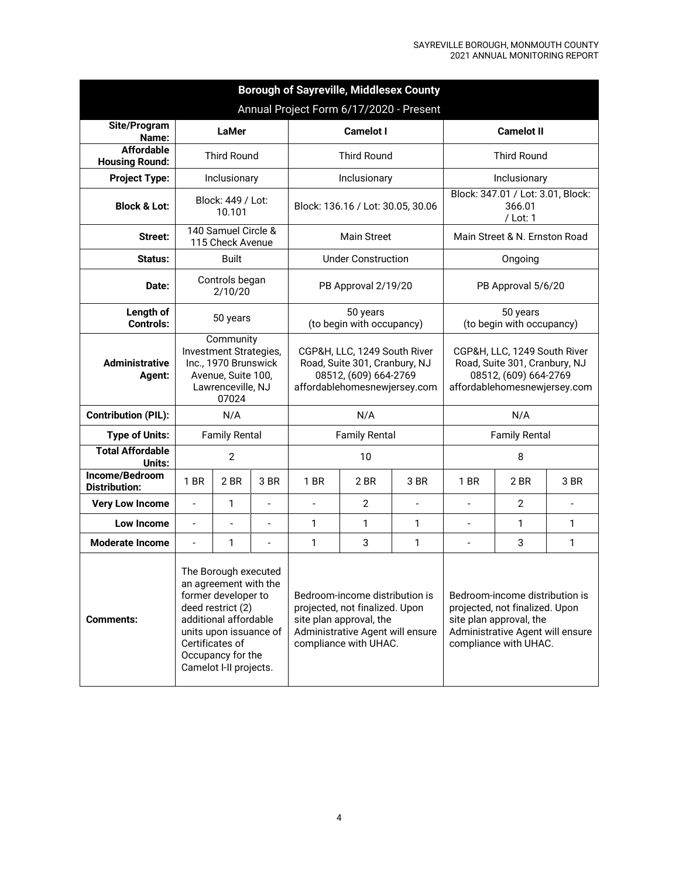| Borough of Sayreville, Middlesex County | | | | | | | | | |
|---|---|---|---|---|---|---|---|---|---|
| Annual Project Form 6/17/2020 - Present | | | | | | | | | |
| **Site/Program Name:** | **LaMer** | | | **Camelot I** | | | **Camelot II** | | |
| **Affordable Housing Round:** | Third Round | | | Third Round | | | Third Round | | |
| **Project Type:** | Inclusionary | | | Inclusionary | | | Inclusionary | | |
| **Block & Lot:** | Block: 449 / Lot: 10.101 | | | Block: 136.16 / Lot: 30.05, 30.06 | | | Block: 347.01 / Lot: 3.01, Block: 366.01 / Lot: 1 | | |
| **Street:** | 140 Samuel Circle & 115 Check Avenue | | | Main Street | | | Main Street & N. Ernston Road | | |
| **Status:** | Built | | | Under Construction | | | Ongoing | | |
| **Date:** | Controls began 2/10/20 | | | PB Approval 2/19/20 | | | PB Approval 5/6/20 | | |
| **Length of Controls:** | 50 years | | | 50 years (to begin with occupancy) | | | 50 years (to begin with occupancy) | | |
| **Administrative Agent:** | Community Investment Strategies, Inc., 1970 Brunswick Avenue, Suite 100, Lawrenceville, NJ 07024 | | | CGP&H, LLC, 1249 South River Road, Suite 301, Cranbury, NJ 08512, (609) 664-2769 affordablehomesnewjersey.com | | | CGP&H, LLC, 1249 South River Road, Suite 301, Cranbury, NJ 08512, (609) 664-2769 affordablehomesnewjersey.com | | |
| **Contribution (PIL):** | N/A | | | N/A | | | N/A | | |
| **Type of Units:** | Family Rental | | | Family Rental | | | Family Rental | | |
| **Total Affordable Units:** | 2 | | | 10 | | | 8 | | |
| **Income/Bedroom Distribution:** | 1 BR | 2 BR | 3 BR | 1 BR | 2 BR | 3 BR | 1 BR | 2 BR | 3 BR |
| **Very Low Income** | - | 1 | - | - | 2 | - | - | 2 | - |
| **Low Income** | - | - | - | 1 | 1 | 1 | - | 1 | 1 |
| **Moderate Income** | - | 1 | - | 1 | 3 | 1 | - | 3 | 1 |
| **Comments:** | The Borough executed an agreement with the former developer to deed restrict (2) additional affordable units upon issuance of Certificates of Occupancy for the Camelot I-II projects. | | | Bedroom-income distribution is projected, not finalized. Upon site plan approval, the Administrative Agent will ensure compliance with UHAC. | | | Bedroom-income distribution is projected, not finalized. Upon site plan approval, the Administrative Agent will ensure compliance with UHAC. | | |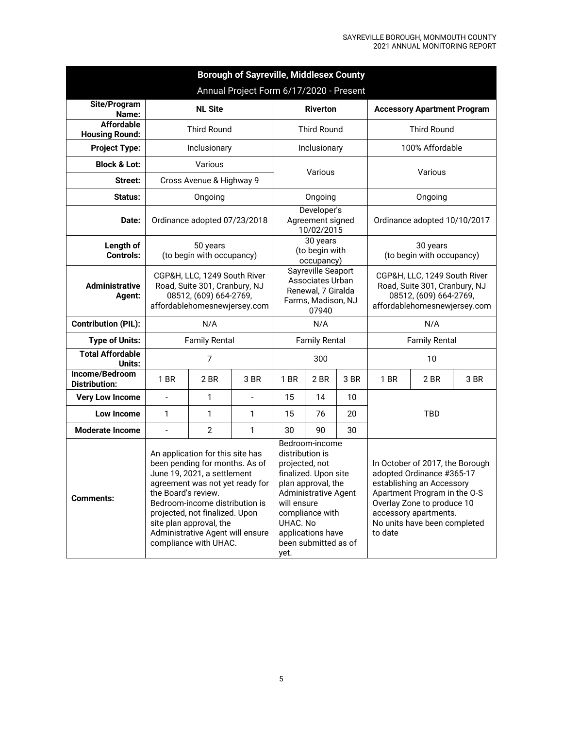| **Borough of Sayreville, Middlesex County** | | | | | | | | | |
|---|---|---|---|---|---|---|---|---|---|
| Annual Project Form 6/17/2020 - Present | | | | | | | | | |
| **Site/Program Name:** | **NL Site** | | | **Riverton** | | | **Accessory Apartment Program** | | |
| **Affordable Housing Round:** | Third Round | | | Third Round | | | Third Round | | |
| **Project Type:** | Inclusionary | | | Inclusionary | | | 100% Affordable | | |
| **Block & Lot:** | Various | | | Various | | | Various | | |
| **Street:** | Cross Avenue & Highway 9 | | | | | | | | |
| **Status:** | Ongoing | | | Ongoing | | | Ongoing | | |
| **Date:** | Ordinance adopted 07/23/2018 | | | Developer's Agreement signed 10/02/2015 | | | Ordinance adopted 10/10/2017 | | |
| **Length of Controls:** | 50 years (to begin with occupancy) | | | 30 years (to begin with occupancy) | | | 30 years (to begin with occupancy) | | |
| **Administrative Agent:** | CGP&H, LLC, 1249 South River Road, Suite 301, Cranbury, NJ 08512, (609) 664-2769, affordablehomesnewjersey.com | | | Sayreville Seaport Associates Urban Renewal, 7 Giralda Farms, Madison, NJ 07940 | | | CGP&H, LLC, 1249 South River Road, Suite 301, Cranbury, NJ 08512, (609) 664-2769, affordablehomesnewjersey.com | | |
| **Contribution (PIL):** | N/A | | | N/A | | | N/A | | |
| **Type of Units:** | Family Rental | | | Family Rental | | | Family Rental | | |
| **Total Affordable Units:** | 7 | | | 300 | | | 10 | | |
| **Income/Bedroom Distribution:** | 1 BR | 2 BR | 3 BR | 1 BR | 2 BR | 3 BR | 1 BR | 2 BR | 3 BR |
| **Very Low Income** | - | 1 | - | 15 | 14 | 10 | TBD | | |
| **Low Income** | 1 | 1 | 1 | 15 | 76 | 20 | | | |
| **Moderate Income** | - | 2 | 1 | 30 | 90 | 30 | | | |
| **Comments:** | An application for this site has been pending for months. As of June 19, 2021, a settlement agreement was not yet ready for the Board's review. Bedroom-income distribution is projected, not finalized. Upon site plan approval, the Administrative Agent will ensure compliance with UHAC. | | | Bedroom-income distribution is projected, not finalized. Upon site plan approval, the Administrative Agent will ensure compliance with UHAC. No applications have been submitted as of yet. | | | In October of 2017, the Borough adopted Ordinance #365-17 establishing an Accessory Apartment Program in the O-S Overlay Zone to produce 10 accessory apartments. No units have been completed to date | | |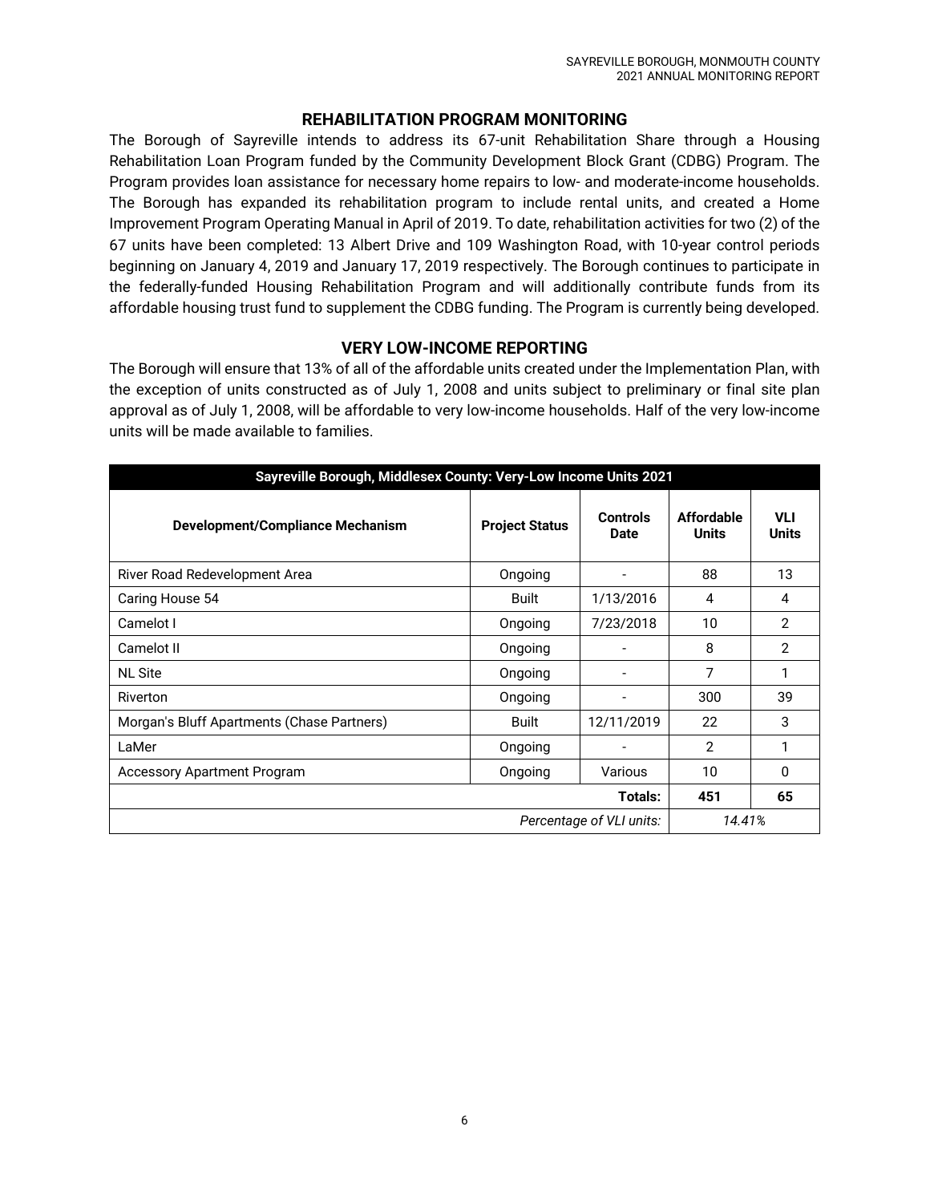## REHABILITATION PROGRAM MONITORING

The Borough of Sayreville intends to address its 67-unit Rehabilitation Share through a Housing Rehabilitation Loan Program funded by the Community Development Block Grant (CDBG) Program. The Program provides loan assistance for necessary home repairs to low- and moderate-income households. The Borough has expanded its rehabilitation program to include rental units, and created a Home Improvement Program Operating Manual in April of 2019. To date, rehabilitation activities for two (2) of the 67 units have been completed: 13 Albert Drive and 109 Washington Road, with 10-year control periods beginning on January 4, 2019 and January 17, 2019 respectively. The Borough continues to participate in the federally-funded Housing Rehabilitation Program and will additionally contribute funds from its affordable housing trust fund to supplement the CDBG funding. The Program is currently being developed.

## VERY LOW-INCOME REPORTING

The Borough will ensure that 13% of all of the affordable units created under the Implementation Plan, with the exception of units constructed as of July 1, 2008 and units subject to preliminary or final site plan approval as of July 1, 2008, will be affordable to very low-income households. Half of the very low-income units will be made available to families.

| Sayreville Borough, Middlesex County: Very-Low Income Units 2021 | | | | |
|---|---|---|---|---|
| **Development/Compliance Mechanism** | **Project Status** | **Controls Date** | **Affordable Units** | **VLI Units** |
| River Road Redevelopment Area | Ongoing | - | 88 | 13 |
| Caring House 54 | Built | 1/13/2016 | 4 | 4 |
| Camelot I | Ongoing | 7/23/2018 | 10 | 2 |
| Camelot II | Ongoing | - | 8 | 2 |
| NL Site | Ongoing | - | 7 | 1 |
| Riverton | Ongoing | - | 300 | 39 |
| Morgan's Bluff Apartments (Chase Partners) | Built | 12/11/2019 | 22 | 3 |
| LaMer | Ongoing | - | 2 | 1 |
| Accessory Apartment Program | Ongoing | Various | 10 | 0 |
| | | **Totals:** | **451** | **65** |
| | | *Percentage of VLI units:* | *14.41%* | |